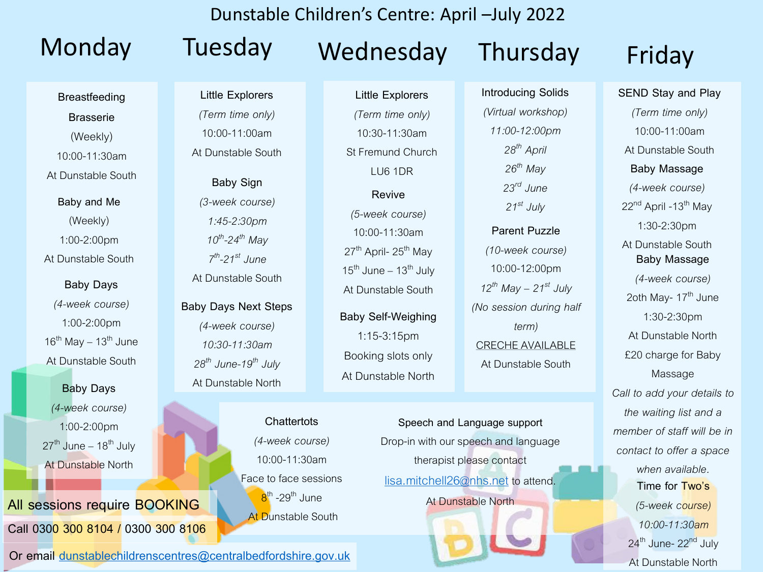# Dunstable Children's Centre: April –July 2022

## Monday

**Breastfeeding Brasserie**
(Weekly)
10:00-11:30am
At Dunstable South

**Baby and Me**
(Weekly)
1:00-2:00pm
At Dunstable South

**Baby Days**
*(4-week course)*
1:00-2:00pm
16th May – 13th June
At Dunstable South

**Baby Days**
*(4-week course)*
1:00-2:00pm
27th June – 18th July
At Dunstable North

## Tuesday

**Little Explorers**
*(Term time only)*
10:00-11:00am
At Dunstable South

**Baby Sign**
*(3-week course)*
*1:45-2:30pm*
*10th-24th May*
*7th-21st June*
At Dunstable South

**Baby Days Next Steps**
*(4-week course)*
*10:30-11:30am*
*28th June-19th July*
At Dunstable North

## Wednesday

**Little Explorers**
*(Term time only)*
10:30-11:30am
St Fremund Church
LU6 1DR

**Revive**
*(5-week course)*
10:00-11:30am
27th April- 25th May
15th June – 13th July
At Dunstable South

**Baby Self-Weighing**
1:15-3:15pm
Booking slots only
At Dunstable North

## Thursday

**Introducing Solids**
*(Virtual workshop)*
*11:00-12:00pm*
*28th April*
*26th May*
*23rd June*
*21st July*

**Parent Puzzle**
*(10-week course)*
10:00-12:00pm
*12th May – 21st July*
*(No session during half term)*
CRECHE AVAILABLE
At Dunstable South

## Friday

**SEND Stay and Play**
*(Term time only)*
10:00-11:00am
At Dunstable South

**Baby Massage**
*(4-week course)*
22nd April -13th May
1:30-2:30pm
At Dunstable South

**Baby Massage**
*(4-week course)*
2oth May- 17th June
1:30-2:30pm
At Dunstable North
£20 charge for Baby Massage
*Call to add your details to the waiting list and a member of staff will be in contact to offer a space when available.*

**Time for Two's**
*(5-week course)*
*10:00-11:30am*
24th June- 22nd July
At Dunstable North

---

**Chattertots**
*(4-week course)*
10:00-11:30am
Face to face sessions
8th -29th June
At Dunstable South

**Speech and Language support**
Drop-in with our speech and language therapist please contact lisa.mitchell26@nhs.net to attend.
At Dunstable North

---

All sessions require BOOKING

Call 0300 300 8104 / 0300 300 8106

Or email dunstablechildrenscentres@centralbedfordshire.gov.uk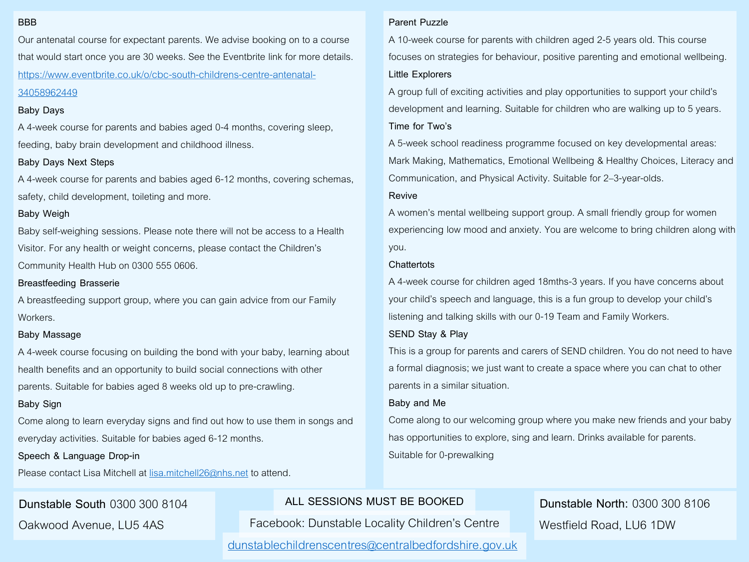## BBB

Our antenatal course for expectant parents. We advise booking on to a course that would start once you are 30 weeks. See the Eventbrite link for more details. https://www.eventbrite.co.uk/o/cbc-south-childrens-centre-antenatal-34058962449

## Baby Days

A 4-week course for parents and babies aged 0-4 months, covering sleep, feeding, baby brain development and childhood illness.

## Baby Days Next Steps

A 4-week course for parents and babies aged 6-12 months, covering schemas, safety, child development, toileting and more.

## Baby Weigh

Baby self-weighing sessions. Please note there will not be access to a Health Visitor. For any health or weight concerns, please contact the Children's Community Health Hub on 0300 555 0606.

## Breastfeeding Brasserie

A breastfeeding support group, where you can gain advice from our Family Workers.

## Baby Massage

A 4-week course focusing on building the bond with your baby, learning about health benefits and an opportunity to build social connections with other parents. Suitable for babies aged 8 weeks old up to pre-crawling.

## Baby Sign

Come along to learn everyday signs and find out how to use them in songs and everyday activities. Suitable for babies aged 6-12 months.

## Speech & Language Drop-in

Please contact Lisa Mitchell at lisa.mitchell26@nhs.net to attend.

## Parent Puzzle

A 10-week course for parents with children aged 2-5 years old. This course focuses on strategies for behaviour, positive parenting and emotional wellbeing.

## Little Explorers

A group full of exciting activities and play opportunities to support your child's development and learning. Suitable for children who are walking up to 5 years.

## Time for Two's

A 5-week school readiness programme focused on key developmental areas: Mark Making, Mathematics, Emotional Wellbeing & Healthy Choices, Literacy and Communication, and Physical Activity. Suitable for 2–3-year-olds.

## Revive

A women's mental wellbeing support group. A small friendly group for women experiencing low mood and anxiety. You are welcome to bring children along with you.

## Chattertots

A 4-week course for children aged 18mths-3 years. If you have concerns about your child's speech and language, this is a fun group to develop your child's listening and talking skills with our 0-19 Team and Family Workers.

## SEND Stay & Play

This is a group for parents and carers of SEND children. You do not need to have a formal diagnosis; we just want to create a space where you can chat to other parents in a similar situation.

## Baby and Me

Come along to our welcoming group where you make new friends and your baby has opportunities to explore, sing and learn. Drinks available for parents. Suitable for 0-prewalking

**Dunstable South** 0300 300 8104
Oakwood Avenue, LU5 4AS

**ALL SESSIONS MUST BE BOOKED**

Facebook: Dunstable Locality Children's Centre

dunstablechildrenscentres@centralbedfordshire.gov.uk

**Dunstable North:** 0300 300 8106
Westfield Road, LU6 1DW